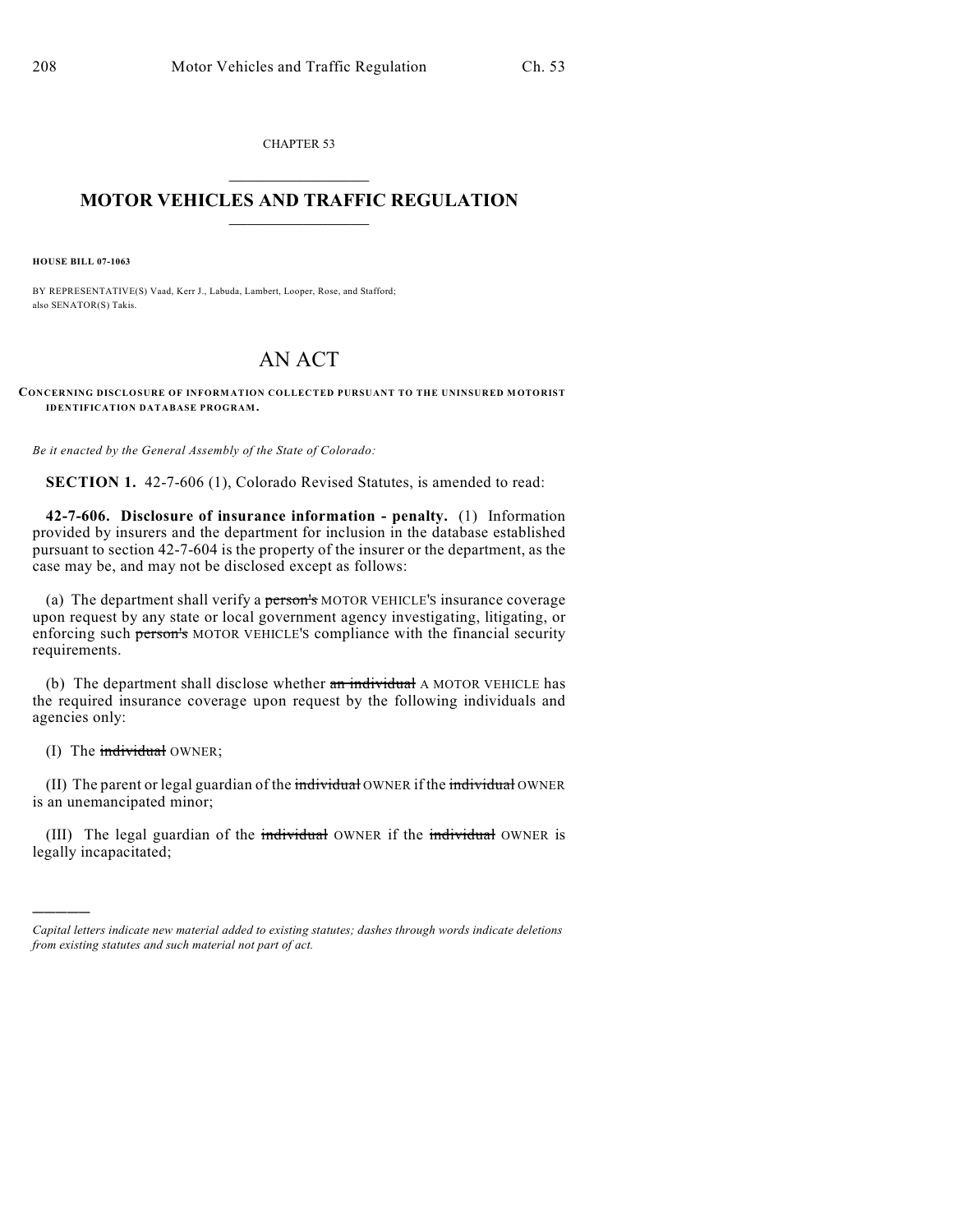CHAPTER 53

# MOTOR VEHICLES AND TRAFFIC REGULATION

**HOUSE BILL 07-1063**

BY REPRESENTATIVE(S) Vaad, Kerr J., Labuda, Lambert, Looper, Rose, and Stafford;
also SENATOR(S) Takis.

# AN ACT

**CONCERNING DISCLOSURE OF INFORMATION COLLECTED PURSUANT TO THE UNINSURED MOTORIST IDENTIFICATION DATABASE PROGRAM.**

*Be it enacted by the General Assembly of the State of Colorado:*

**SECTION 1.** 42-7-606 (1), Colorado Revised Statutes, is amended to read:

**42-7-606. Disclosure of insurance information - penalty.** (1) Information provided by insurers and the department for inclusion in the database established pursuant to section 42-7-604 is the property of the insurer or the department, as the case may be, and may not be disclosed except as follows:

(a) The department shall verify a ~~person's~~ MOTOR VEHICLE'S insurance coverage upon request by any state or local government agency investigating, litigating, or enforcing such ~~person's~~ MOTOR VEHICLE'S compliance with the financial security requirements.

(b) The department shall disclose whether ~~an individual~~ A MOTOR VEHICLE has the required insurance coverage upon request by the following individuals and agencies only:

(I) The ~~individual~~ OWNER;

(II) The parent or legal guardian of the ~~individual~~ OWNER if the ~~individual~~ OWNER is an unemancipated minor;

(III) The legal guardian of the ~~individual~~ OWNER if the ~~individual~~ OWNER is legally incapacitated;

*Capital letters indicate new material added to existing statutes; dashes through words indicate deletions from existing statutes and such material not part of act.*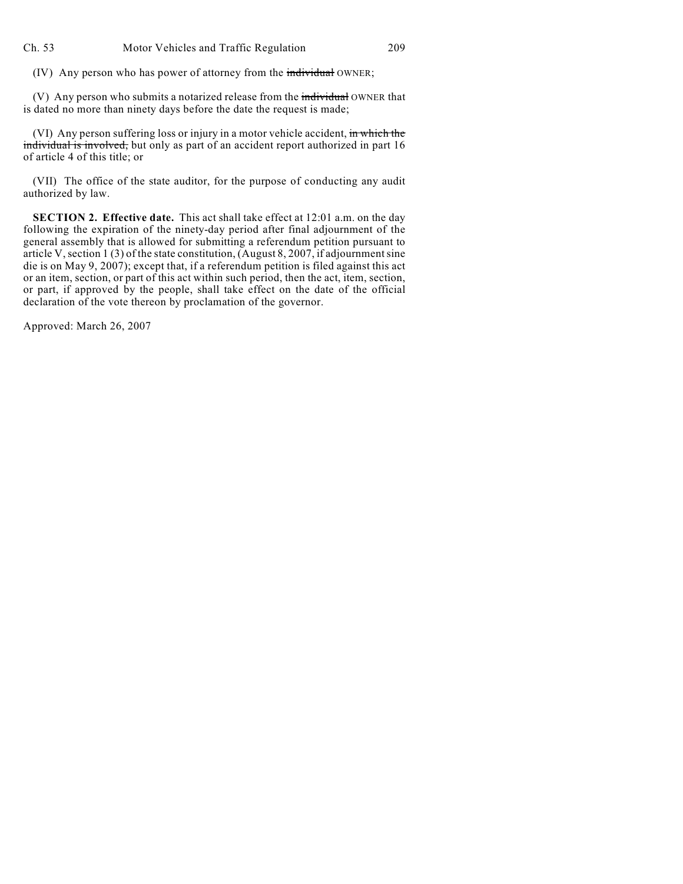(IV) Any person who has power of attorney from the ~~individual~~ OWNER;

(V) Any person who submits a notarized release from the ~~individual~~ OWNER that is dated no more than ninety days before the date the request is made;

(VI) Any person suffering loss or injury in a motor vehicle accident, ~~in which the individual is involved,~~ but only as part of an accident report authorized in part 16 of article 4 of this title; or

(VII) The office of the state auditor, for the purpose of conducting any audit authorized by law.

**SECTION 2. Effective date.** This act shall take effect at 12:01 a.m. on the day following the expiration of the ninety-day period after final adjournment of the general assembly that is allowed for submitting a referendum petition pursuant to article V, section 1 (3) of the state constitution, (August 8, 2007, if adjournment sine die is on May 9, 2007); except that, if a referendum petition is filed against this act or an item, section, or part of this act within such period, then the act, item, section, or part, if approved by the people, shall take effect on the date of the official declaration of the vote thereon by proclamation of the governor.

Approved: March 26, 2007